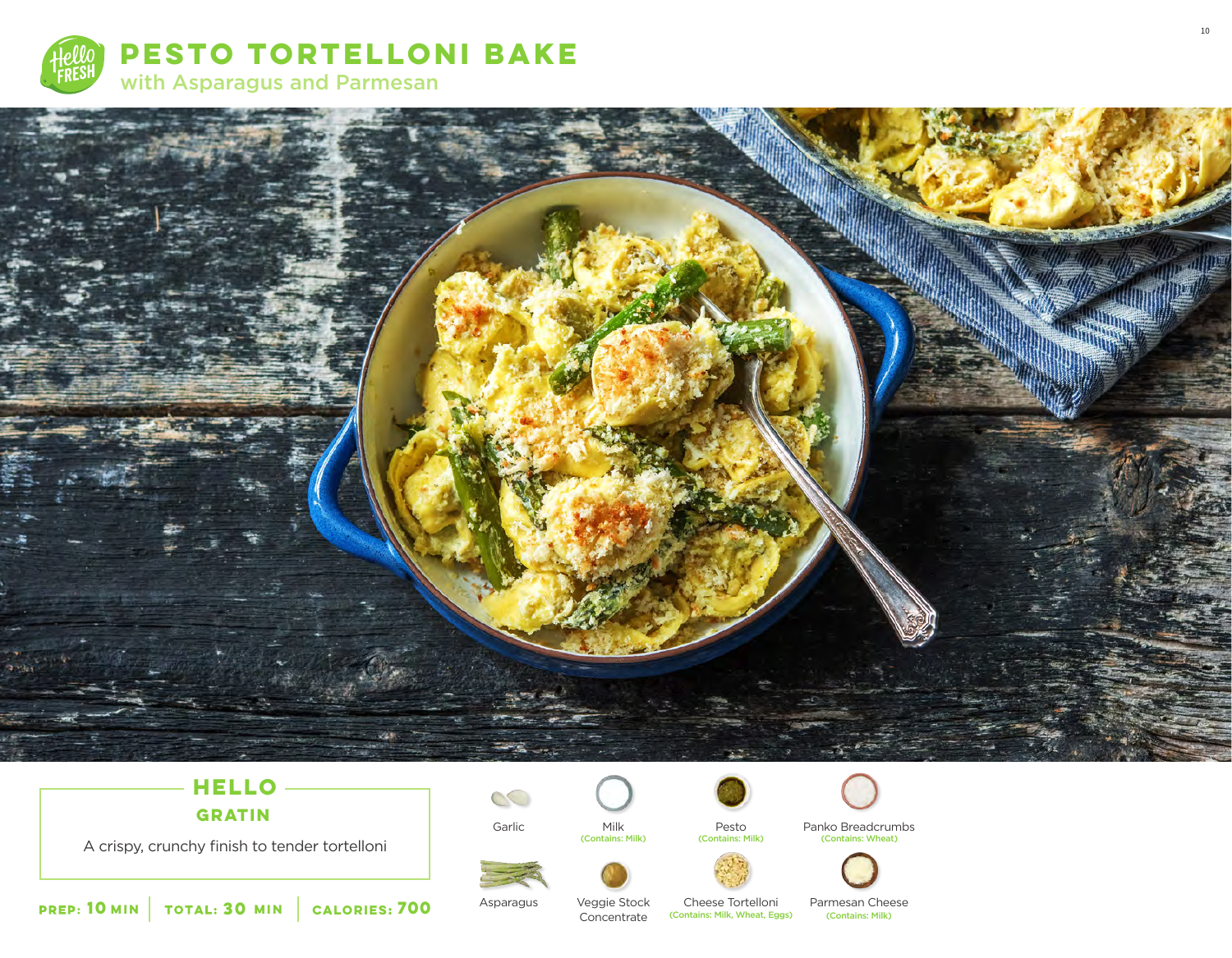# PESTO TORTELLONI BAKE

## with Asparagus and Parmesan

### HELLO GRATIN

A crispy, crunchy finish to tender tortelloni

**PREP:** 10 MIN | **TOTAL:** 30 MIN | **CALORIES:** 700

- Garlic
- Milk (Contains: Milk)
- Pesto (Contains: Milk)
- Panko Breadcrumbs (Contains: Wheat)
- Asparagus
- Veggie Stock Concentrate
- Cheese Tortelloni (Contains: Milk, Wheat, Eggs)
- Parmesan Cheese (Contains: Milk)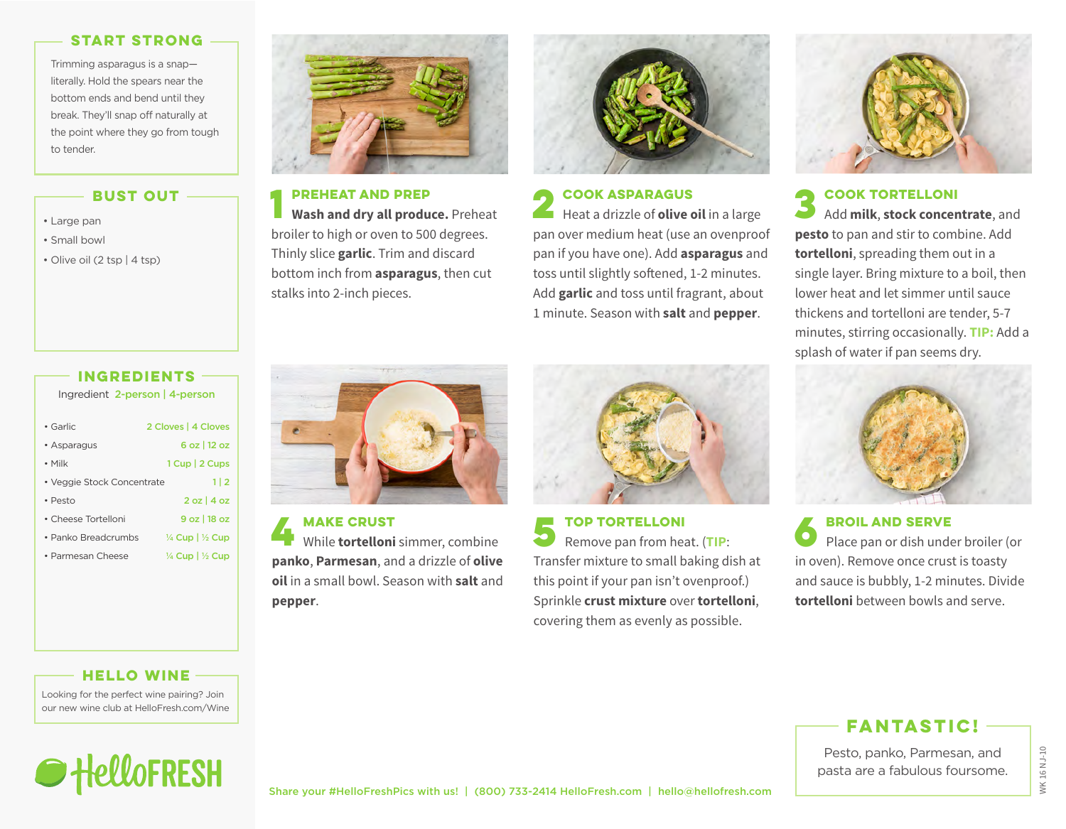## START STRONG

Trimming asparagus is a snap—literally. Hold the spears near the bottom ends and bend until they break. They'll snap off naturally at the point where they go from tough to tender.

## BUST OUT

- Large pan
- Small bowl
- Olive oil (2 tsp | 4 tsp)

## INGREDIENTS

| Ingredient | 2-person \| 4-person |
|---|---|
| Garlic | 2 Cloves \| 4 Cloves |
| Asparagus | 6 oz \| 12 oz |
| Milk | 1 Cup \| 2 Cups |
| Veggie Stock Concentrate | 1 \| 2 |
| Pesto | 2 oz \| 4 oz |
| Cheese Tortelloni | 9 oz \| 18 oz |
| Panko Breadcrumbs | ¼ Cup \| ½ Cup |
| Parmesan Cheese | ¼ Cup \| ½ Cup |

## HELLO WINE

Looking for the perfect wine pairing? Join our new wine club at HelloFresh.com/Wine

HelloFRESH

### 1 PREHEAT AND PREP

**Wash and dry all produce.** Preheat broiler to high or oven to 500 degrees. Thinly slice **garlic**. Trim and discard bottom inch from **asparagus**, then cut stalks into 2-inch pieces.

### 2 COOK ASPARAGUS

Heat a drizzle of **olive oil** in a large pan over medium heat (use an ovenproof pan if you have one). Add **asparagus** and toss until slightly softened, 1-2 minutes. Add **garlic** and toss until fragrant, about 1 minute. Season with **salt** and **pepper**.

### 3 COOK TORTELLONI

Add **milk**, **stock concentrate**, and **pesto** to pan and stir to combine. Add **tortelloni**, spreading them out in a single layer. Bring mixture to a boil, then lower heat and let simmer until sauce thickens and tortelloni are tender, 5-7 minutes, stirring occasionally. **TIP:** Add a splash of water if pan seems dry.

### 4 MAKE CRUST

While **tortelloni** simmer, combine **panko**, **Parmesan**, and a drizzle of **olive oil** in a small bowl. Season with **salt** and **pepper**.

### 5 TOP TORTELLONI

Remove pan from heat. (**TIP**: Transfer mixture to small baking dish at this point if your pan isn't ovenproof.) Sprinkle **crust mixture** over **tortelloni**, covering them as evenly as possible.

### 6 BROIL AND SERVE

Place pan or dish under broiler (or in oven). Remove once crust is toasty and sauce is bubbly, 1-2 minutes. Divide **tortelloni** between bowls and serve.

## FANTASTIC!

Pesto, panko, Parmesan, and pasta are a fabulous foursome.

Share your #HelloFreshPics with us! | (800) 733-2414 HelloFresh.com | hello@hellofresh.com

WK 16 NJ-10